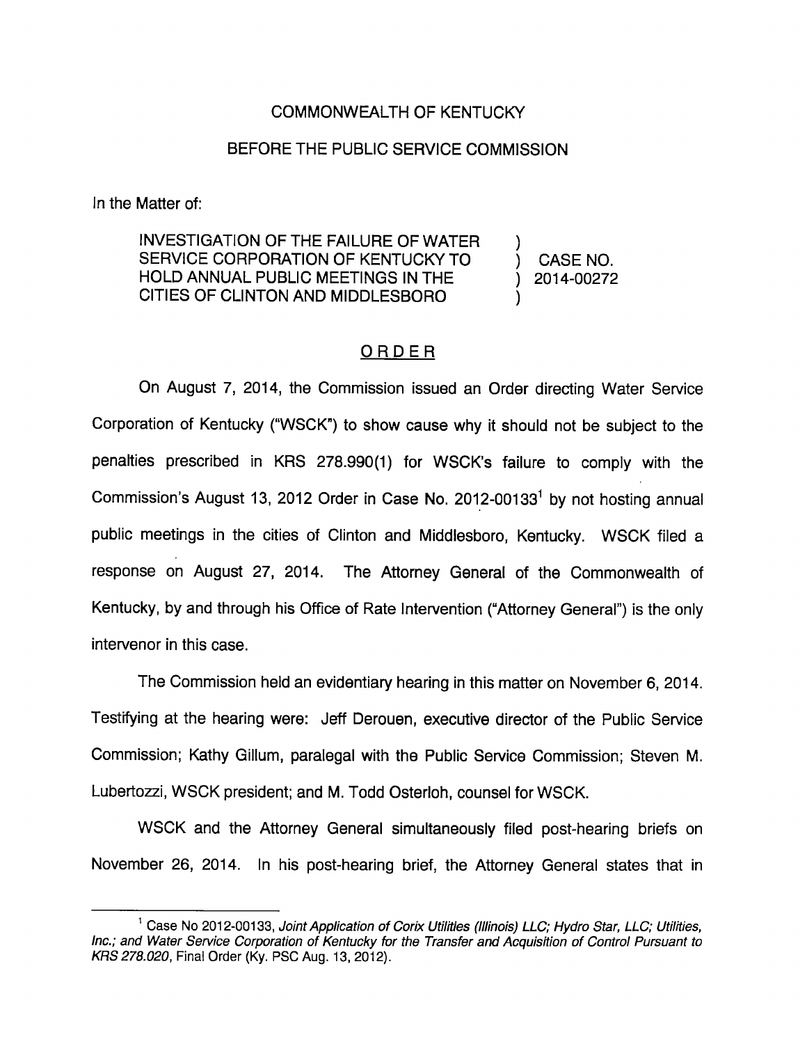COMMONWEALTH OF KENTUCKY

BEFORE THE PUBLIC SERVICE COMMISSION

In the Matter of:

| | | |
|---|---|---|
| INVESTIGATION OF THE FAILURE OF WATER SERVICE CORPORATION OF KENTUCKY TO HOLD ANNUAL PUBLIC MEETINGS IN THE CITIES OF CLINTON AND MIDDLESBORO | ) ) ) ) | CASE NO. 2014-00272 |

## ORDER

On August 7, 2014, the Commission issued an Order directing Water Service Corporation of Kentucky ("WSCK") to show cause why it should not be subject to the penalties prescribed in KRS 278.990(1) for WSCK's failure to comply with the Commission's August 13, 2012 Order in Case No. 2012-00133[1] by not hosting annual public meetings in the cities of Clinton and Middlesboro, Kentucky. WSCK filed a response on August 27, 2014. The Attorney General of the Commonwealth of Kentucky, by and through his Office of Rate Intervention ("Attorney General") is the only intervenor in this case.

The Commission held an evidentiary hearing in this matter on November 6, 2014. Testifying at the hearing were: Jeff Derouen, executive director of the Public Service Commission; Kathy Gillum, paralegal with the Public Service Commission; Steven M. Lubertozzi, WSCK president; and M. Todd Osterloh, counsel for WSCK.

WSCK and the Attorney General simultaneously filed post-hearing briefs on November 26, 2014. In his post-hearing brief, the Attorney General states that in

---

[1] Case No 2012-00133, *Joint Application of Corix Utilities (Illinois) LLC; Hydro Star, LLC; Utilities, Inc.; and Water Service Corporation of Kentucky for the Transfer and Acquisition of Control Pursuant to KRS 278.020*, Final Order (Ky. PSC Aug. 13, 2012).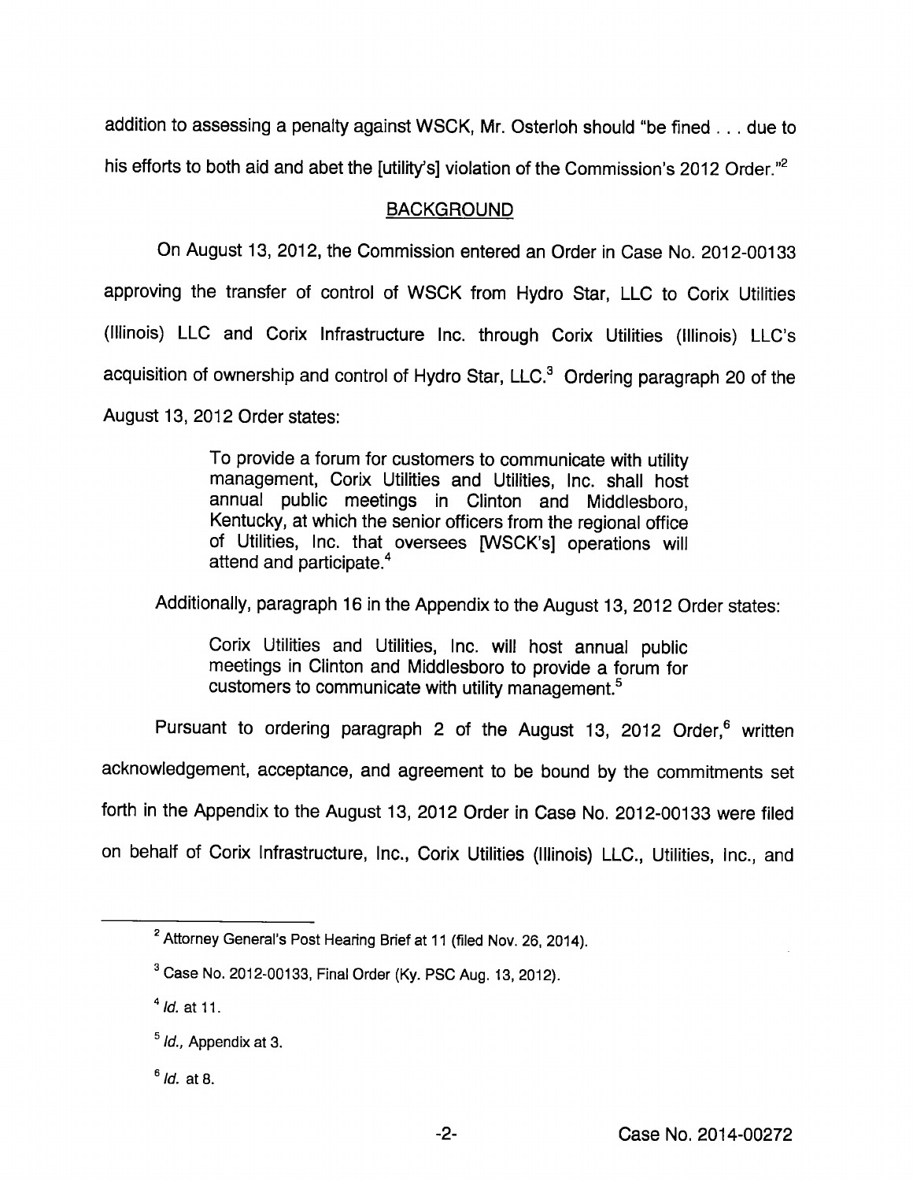addition to assessing a penalty against WSCK, Mr. Osterloh should "be fined . . . due to his efforts to both aid and abet the [utility's] violation of the Commission's 2012 Order."[2]

## BACKGROUND

On August 13, 2012, the Commission entered an Order in Case No. 2012-00133 approving the transfer of control of WSCK from Hydro Star, LLC to Corix Utilities (Illinois) LLC and Corix Infrastructure Inc. through Corix Utilities (Illinois) LLC's acquisition of ownership and control of Hydro Star, LLC.[3] Ordering paragraph 20 of the August 13, 2012 Order states:

> To provide a forum for customers to communicate with utility management, Corix Utilities and Utilities, Inc. shall host annual public meetings in Clinton and Middlesboro, Kentucky, at which the senior officers from the regional office of Utilities, Inc. that oversees [WSCK's] operations will attend and participate.[4]

Additionally, paragraph 16 in the Appendix to the August 13, 2012 Order states:

> Corix Utilities and Utilities, Inc. will host annual public meetings in Clinton and Middlesboro to provide a forum for customers to communicate with utility management.[5]

Pursuant to ordering paragraph 2 of the August 13, 2012 Order,[6] written acknowledgement, acceptance, and agreement to be bound by the commitments set forth in the Appendix to the August 13, 2012 Order in Case No. 2012-00133 were filed on behalf of Corix Infrastructure, Inc., Corix Utilities (Illinois) LLC., Utilities, Inc., and

---

[2] Attorney General's Post Hearing Brief at 11 (filed Nov. 26, 2014).

[3] Case No. 2012-00133, Final Order (Ky. PSC Aug. 13, 2012).

[4] *Id.* at 11.

[5] *Id.*, Appendix at 3.

[6] *Id.* at 8.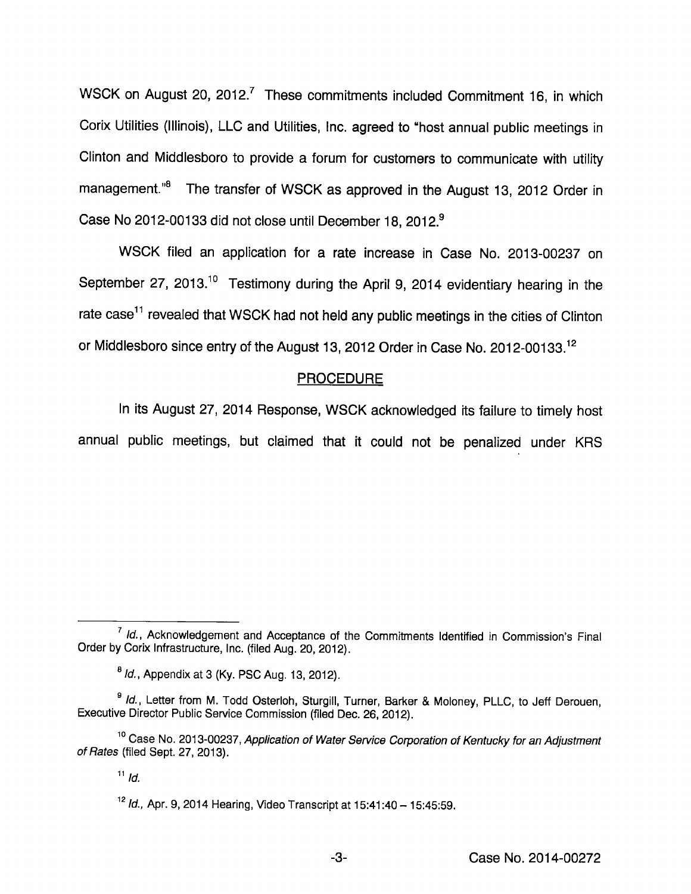WSCK on August 20, 2012.[7] These commitments included Commitment 16, in which Corix Utilities (Illinois), LLC and Utilities, Inc. agreed to "host annual public meetings in Clinton and Middlesboro to provide a forum for customers to communicate with utility management."[8] The transfer of WSCK as approved in the August 13, 2012 Order in Case No 2012-00133 did not close until December 18, 2012.[9]

WSCK filed an application for a rate increase in Case No. 2013-00237 on September 27, 2013.[10] Testimony during the April 9, 2014 evidentiary hearing in the rate case[11] revealed that WSCK had not held any public meetings in the cities of Clinton or Middlesboro since entry of the August 13, 2012 Order in Case No. 2012-00133.[12]

## PROCEDURE

In its August 27, 2014 Response, WSCK acknowledged its failure to timely host annual public meetings, but claimed that it could not be penalized under KRS

---

[7] *Id.*, Acknowledgement and Acceptance of the Commitments Identified in Commission's Final Order by Corix Infrastructure, Inc. (filed Aug. 20, 2012).

[8] *Id.*, Appendix at 3 (Ky. PSC Aug. 13, 2012).

[9] *Id.*, Letter from M. Todd Osterloh, Sturgill, Turner, Barker & Moloney, PLLC, to Jeff Derouen, Executive Director Public Service Commission (filed Dec. 26, 2012).

[10] Case No. 2013-00237, *Application of Water Service Corporation of Kentucky for an Adjustment of Rates* (filed Sept. 27, 2013).

[11] *Id.*

[12] *Id.*, Apr. 9, 2014 Hearing, Video Transcript at 15:41:40 – 15:45:59.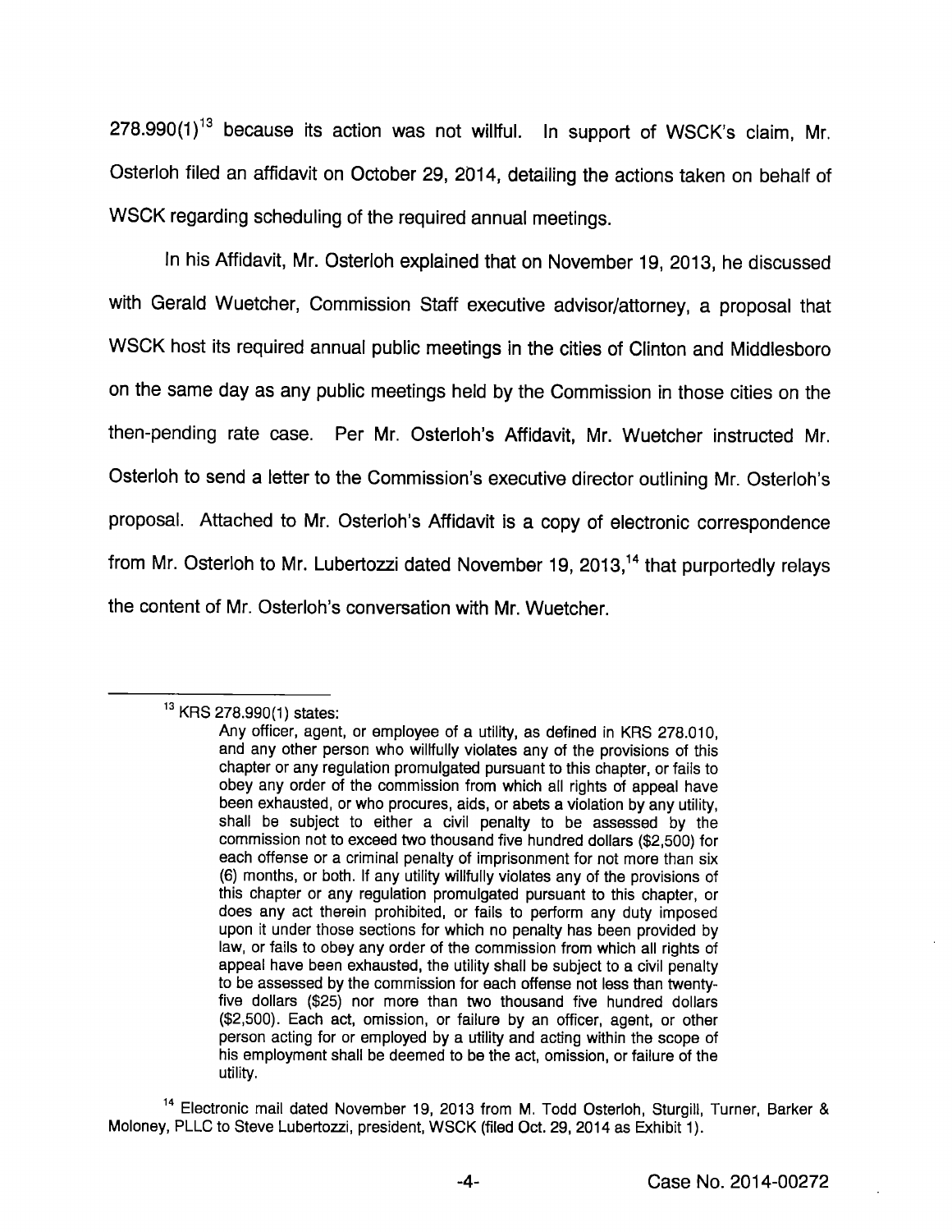278.990(1)[13] because its action was not willful. In support of WSCK's claim, Mr. Osterloh filed an affidavit on October 29, 2014, detailing the actions taken on behalf of WSCK regarding scheduling of the required annual meetings.

In his Affidavit, Mr. Osterloh explained that on November 19, 2013, he discussed with Gerald Wuetcher, Commission Staff executive advisor/attorney, a proposal that WSCK host its required annual public meetings in the cities of Clinton and Middlesboro on the same day as any public meetings held by the Commission in those cities on the then-pending rate case. Per Mr. Osterloh's Affidavit, Mr. Wuetcher instructed Mr. Osterloh to send a letter to the Commission's executive director outlining Mr. Osterloh's proposal. Attached to Mr. Osterloh's Affidavit is a copy of electronic correspondence from Mr. Osterloh to Mr. Lubertozzi dated November 19, 2013,[14] that purportedly relays the content of Mr. Osterloh's conversation with Mr. Wuetcher.

---

[13] KRS 278.990(1) states:

> Any officer, agent, or employee of a utility, as defined in KRS 278.010, and any other person who willfully violates any of the provisions of this chapter or any regulation promulgated pursuant to this chapter, or fails to obey any order of the commission from which all rights of appeal have been exhausted, or who procures, aids, or abets a violation by any utility, shall be subject to either a civil penalty to be assessed by the commission not to exceed two thousand five hundred dollars ($2,500) for each offense or a criminal penalty of imprisonment for not more than six (6) months, or both. If any utility willfully violates any of the provisions of this chapter or any regulation promulgated pursuant to this chapter, or does any act therein prohibited, or fails to perform any duty imposed upon it under those sections for which no penalty has been provided by law, or fails to obey any order of the commission from which all rights of appeal have been exhausted, the utility shall be subject to a civil penalty to be assessed by the commission for each offense not less than twenty-five dollars ($25) nor more than two thousand five hundred dollars ($2,500). Each act, omission, or failure by an officer, agent, or other person acting for or employed by a utility and acting within the scope of his employment shall be deemed to be the act, omission, or failure of the utility.

[14] Electronic mail dated November 19, 2013 from M. Todd Osterloh, Sturgill, Turner, Barker & Moloney, PLLC to Steve Lubertozzi, president, WSCK (filed Oct. 29, 2014 as Exhibit 1).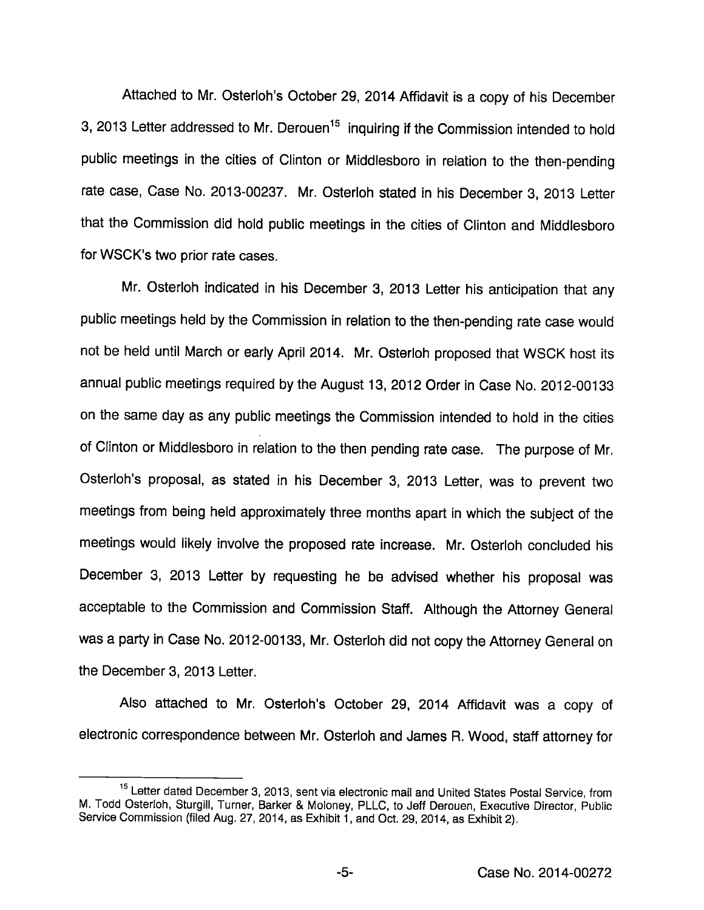Attached to Mr. Osterloh's October 29, 2014 Affidavit is a copy of his December 3, 2013 Letter addressed to Mr. Derouen[15] inquiring if the Commission intended to hold public meetings in the cities of Clinton or Middlesboro in relation to the then-pending rate case, Case No. 2013-00237. Mr. Osterloh stated in his December 3, 2013 Letter that the Commission did hold public meetings in the cities of Clinton and Middlesboro for WSCK's two prior rate cases.

Mr. Osterloh indicated in his December 3, 2013 Letter his anticipation that any public meetings held by the Commission in relation to the then-pending rate case would not be held until March or early April 2014. Mr. Osterloh proposed that WSCK host its annual public meetings required by the August 13, 2012 Order in Case No. 2012-00133 on the same day as any public meetings the Commission intended to hold in the cities of Clinton or Middlesboro in relation to the then pending rate case. The purpose of Mr. Osterloh's proposal, as stated in his December 3, 2013 Letter, was to prevent two meetings from being held approximately three months apart in which the subject of the meetings would likely involve the proposed rate increase. Mr. Osterloh concluded his December 3, 2013 Letter by requesting he be advised whether his proposal was acceptable to the Commission and Commission Staff. Although the Attorney General was a party in Case No. 2012-00133, Mr. Osterloh did not copy the Attorney General on the December 3, 2013 Letter.

Also attached to Mr. Osterloh's October 29, 2014 Affidavit was a copy of electronic correspondence between Mr. Osterloh and James R. Wood, staff attorney for

---

[15] Letter dated December 3, 2013, sent via electronic mail and United States Postal Service, from M. Todd Osterloh, Sturgill, Turner, Barker & Moloney, PLLC, to Jeff Derouen, Executive Director, Public Service Commission (filed Aug. 27, 2014, as Exhibit 1, and Oct. 29, 2014, as Exhibit 2).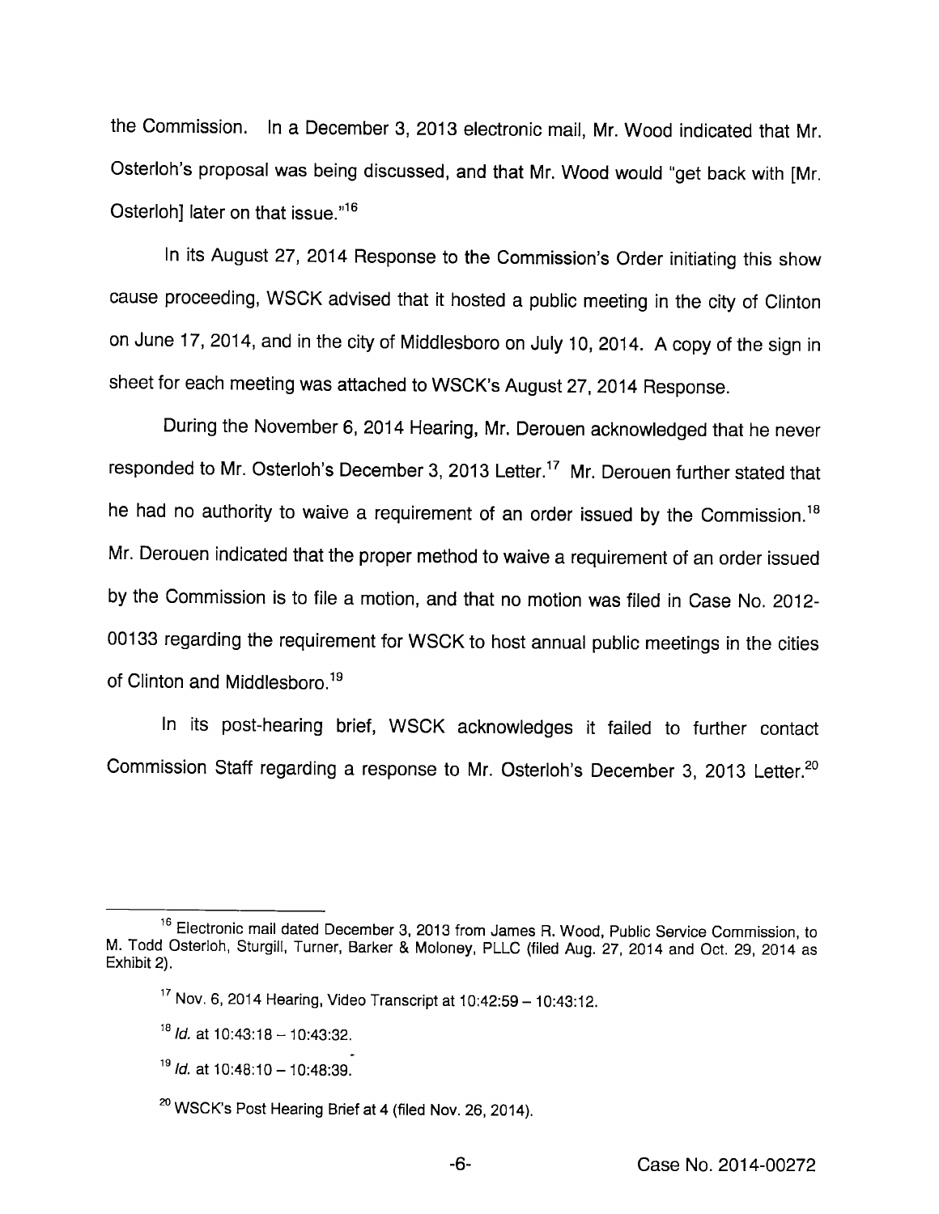the Commission. In a December 3, 2013 electronic mail, Mr. Wood indicated that Mr. Osterloh's proposal was being discussed, and that Mr. Wood would "get back with [Mr. Osterloh] later on that issue."[16]

In its August 27, 2014 Response to the Commission's Order initiating this show cause proceeding, WSCK advised that it hosted a public meeting in the city of Clinton on June 17, 2014, and in the city of Middlesboro on July 10, 2014. A copy of the sign in sheet for each meeting was attached to WSCK's August 27, 2014 Response.

During the November 6, 2014 Hearing, Mr. Derouen acknowledged that he never responded to Mr. Osterloh's December 3, 2013 Letter.[17] Mr. Derouen further stated that he had no authority to waive a requirement of an order issued by the Commission.[18] Mr. Derouen indicated that the proper method to waive a requirement of an order issued by the Commission is to file a motion, and that no motion was filed in Case No. 2012-00133 regarding the requirement for WSCK to host annual public meetings in the cities of Clinton and Middlesboro.[19]

In its post-hearing brief, WSCK acknowledges it failed to further contact Commission Staff regarding a response to Mr. Osterloh's December 3, 2013 Letter.[20]

---

[16] Electronic mail dated December 3, 2013 from James R. Wood, Public Service Commission, to M. Todd Osterloh, Sturgill, Turner, Barker & Moloney, PLLC (filed Aug. 27, 2014 and Oct. 29, 2014 as Exhibit 2).

[17] Nov. 6, 2014 Hearing, Video Transcript at 10:42:59 – 10:43:12.

[18] *Id.* at 10:43:18 – 10:43:32.

[19] *Id.* at 10:48:10 – 10:48:39.

[20] WSCK's Post Hearing Brief at 4 (filed Nov. 26, 2014).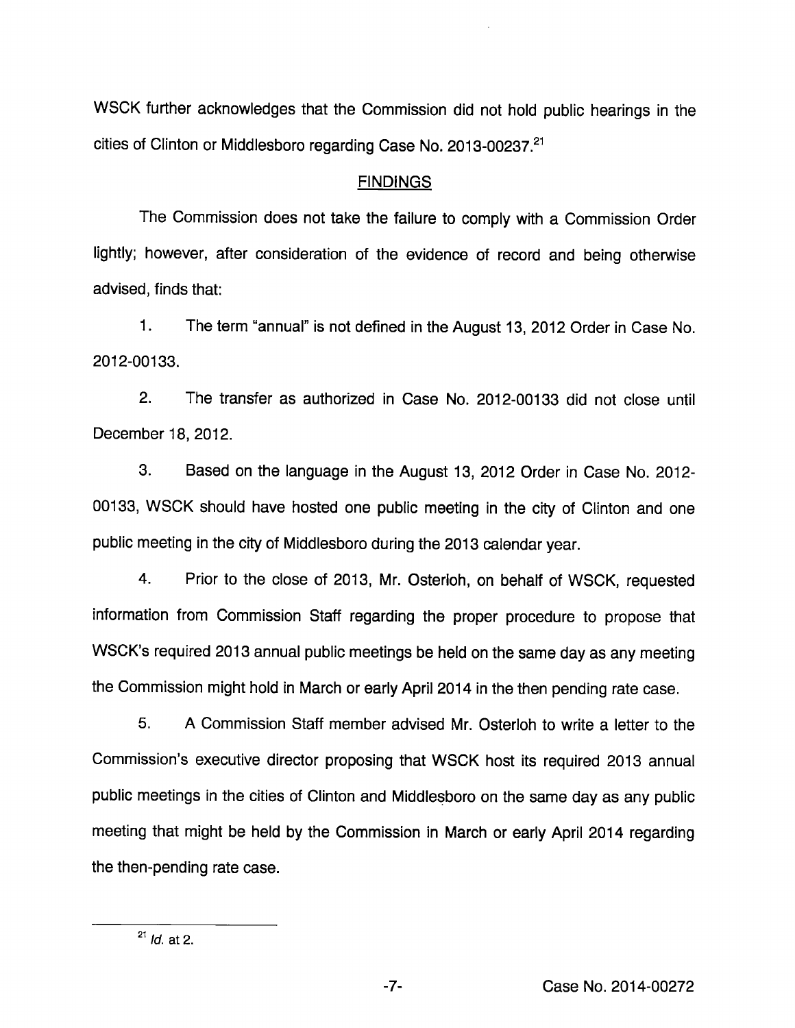WSCK further acknowledges that the Commission did not hold public hearings in the cities of Clinton or Middlesboro regarding Case No. 2013-00237.[21]

## FINDINGS

The Commission does not take the failure to comply with a Commission Order lightly; however, after consideration of the evidence of record and being otherwise advised, finds that:

1. The term "annual" is not defined in the August 13, 2012 Order in Case No. 2012-00133.

2. The transfer as authorized in Case No. 2012-00133 did not close until December 18, 2012.

3. Based on the language in the August 13, 2012 Order in Case No. 2012-00133, WSCK should have hosted one public meeting in the city of Clinton and one public meeting in the city of Middlesboro during the 2013 calendar year.

4. Prior to the close of 2013, Mr. Osterloh, on behalf of WSCK, requested information from Commission Staff regarding the proper procedure to propose that WSCK's required 2013 annual public meetings be held on the same day as any meeting the Commission might hold in March or early April 2014 in the then pending rate case.

5. A Commission Staff member advised Mr. Osterloh to write a letter to the Commission's executive director proposing that WSCK host its required 2013 annual public meetings in the cities of Clinton and Middlesboro on the same day as any public meeting that might be held by the Commission in March or early April 2014 regarding the then-pending rate case.

[21] *Id.* at 2.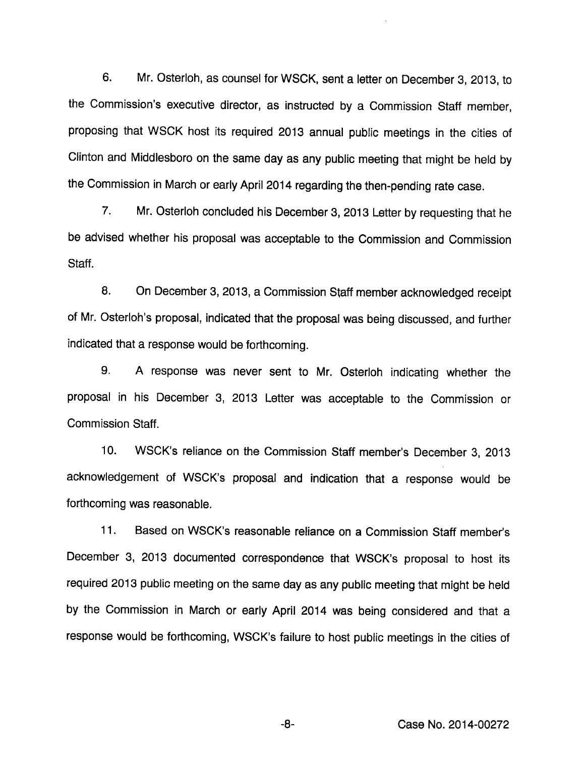6. Mr. Osterloh, as counsel for WSCK, sent a letter on December 3, 2013, to the Commission's executive director, as instructed by a Commission Staff member, proposing that WSCK host its required 2013 annual public meetings in the cities of Clinton and Middlesboro on the same day as any public meeting that might be held by the Commission in March or early April 2014 regarding the then-pending rate case.

7. Mr. Osterloh concluded his December 3, 2013 Letter by requesting that he be advised whether his proposal was acceptable to the Commission and Commission Staff.

8. On December 3, 2013, a Commission Staff member acknowledged receipt of Mr. Osterloh's proposal, indicated that the proposal was being discussed, and further indicated that a response would be forthcoming.

9. A response was never sent to Mr. Osterloh indicating whether the proposal in his December 3, 2013 Letter was acceptable to the Commission or Commission Staff.

10. WSCK's reliance on the Commission Staff member's December 3, 2013 acknowledgement of WSCK's proposal and indication that a response would be forthcoming was reasonable.

11. Based on WSCK's reasonable reliance on a Commission Staff member's December 3, 2013 documented correspondence that WSCK's proposal to host its required 2013 public meeting on the same day as any public meeting that might be held by the Commission in March or early April 2014 was being considered and that a response would be forthcoming, WSCK's failure to host public meetings in the cities of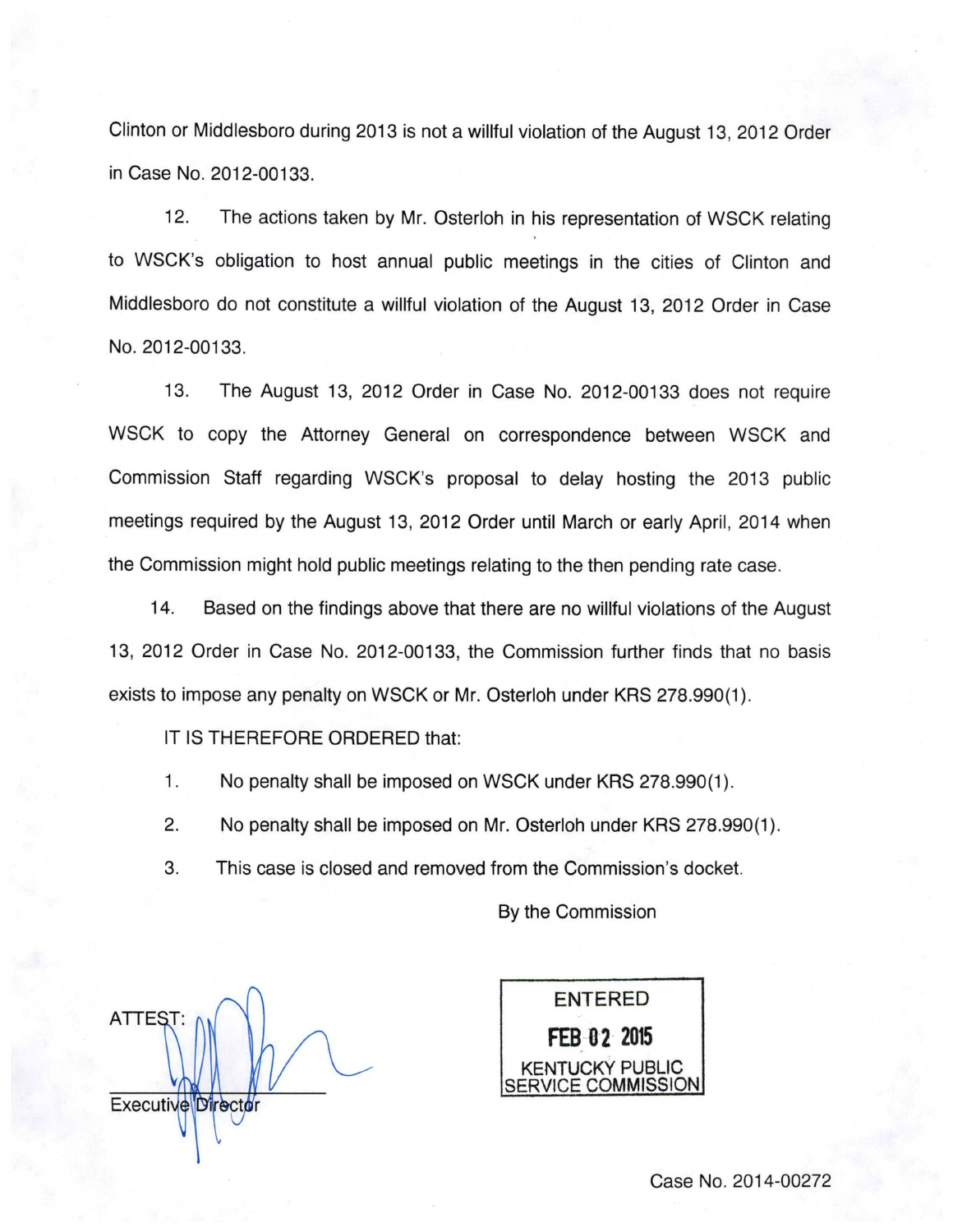Clinton or Middlesboro during 2013 is not a willful violation of the August 13, 2012 Order in Case No. 2012-00133.

12. The actions taken by Mr. Osterloh in his representation of WSCK relating to WSCK's obligation to host annual public meetings in the cities of Clinton and Middlesboro do not constitute a willful violation of the August 13, 2012 Order in Case No. 2012-00133.

13. The August 13, 2012 Order in Case No. 2012-00133 does not require WSCK to copy the Attorney General on correspondence between WSCK and Commission Staff regarding WSCK's proposal to delay hosting the 2013 public meetings required by the August 13, 2012 Order until March or early April, 2014 when the Commission might hold public meetings relating to the then pending rate case.

14. Based on the findings above that there are no willful violations of the August 13, 2012 Order in Case No. 2012-00133, the Commission further finds that no basis exists to impose any penalty on WSCK or Mr. Osterloh under KRS 278.990(1).

IT IS THEREFORE ORDERED that:

1. No penalty shall be imposed on WSCK under KRS 278.990(1).

2. No penalty shall be imposed on Mr. Osterloh under KRS 278.990(1).

3. This case is closed and removed from the Commission's docket.

By the Commission

ENTERED
FEB 02 2015
KENTUCKY PUBLIC SERVICE COMMISSION

ATTEST:

Executive Director

Case No. 2014-00272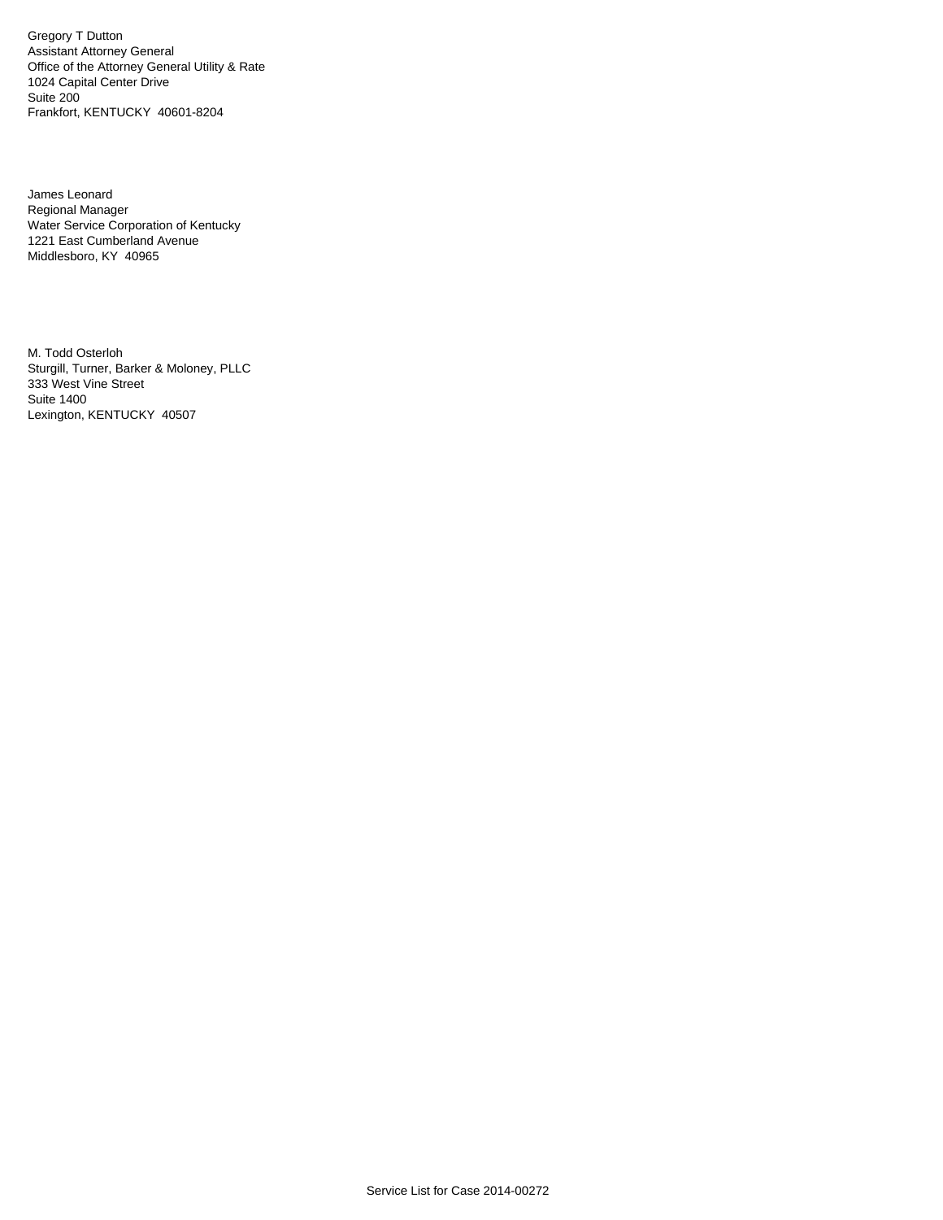Gregory T Dutton
Assistant Attorney General
Office of the Attorney General Utility & Rate
1024 Capital Center Drive
Suite 200
Frankfort, KENTUCKY 40601-8204

James Leonard
Regional Manager
Water Service Corporation of Kentucky
1221 East Cumberland Avenue
Middlesboro, KY 40965

M. Todd Osterloh
Sturgill, Turner, Barker & Moloney, PLLC
333 West Vine Street
Suite 1400
Lexington, KENTUCKY 40507

Service List for Case 2014-00272